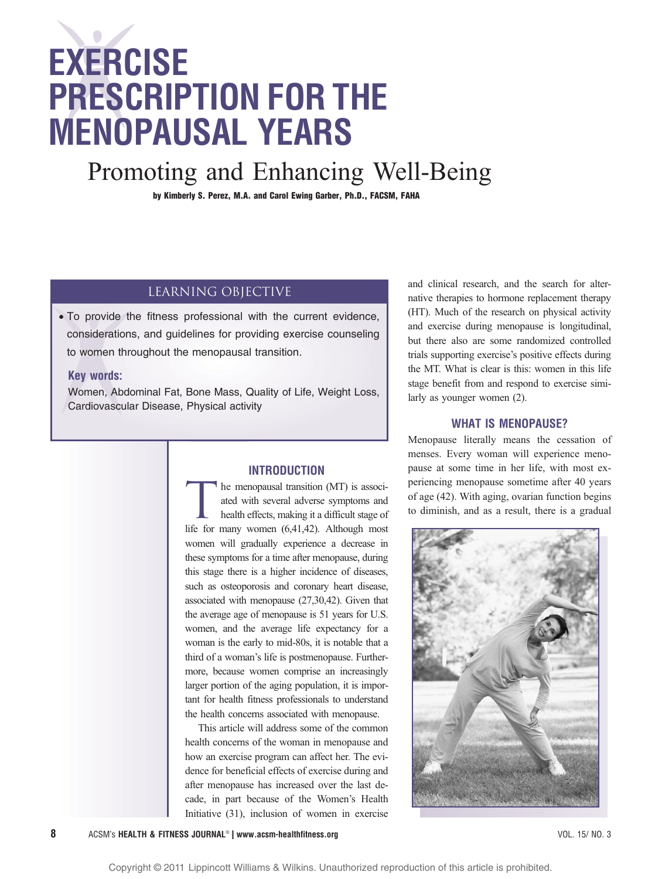# EXERCISE PRESCRIPTION FOR THE MENOPAUSAL YEARS

## Promoting and Enhancing Well-Being

**by Kimberly S. Perez, M.A. and Carol Ewing Garber, Ph.D., FACSM, FAHA**

### LEARNING OBJECTIVE

- To provide the fitness professional with the current evidence, considerations, and guidelines for providing exercise counseling to women throughout the menopausal transition.

**Key words:**

Women, Abdominal Fat, Bone Mass, Quality of Life, Weight Loss, Cardiovascular Disease, Physical activity

### INTRODUCTION

The menopausal transition (MT) is associated with several adverse symptoms and health effects, making it a difficult stage of life for many women (6,41,42). Although most women will gradually experience a decrease in these symptoms for a time after menopause, during this stage there is a higher incidence of diseases, such as osteoporosis and coronary heart disease, associated with menopause (27,30,42). Given that the average age of menopause is 51 years for U.S. women, and the average life expectancy for a woman is the early to mid-80s, it is notable that a third of a woman's life is postmenopause. Furthermore, because women comprise an increasingly larger portion of the aging population, it is important for health fitness professionals to understand the health concerns associated with menopause.

This article will address some of the common health concerns of the woman in menopause and how an exercise program can affect her. The evidence for beneficial effects of exercise during and after menopause has increased over the last decade, in part because of the Women's Health Initiative (31), inclusion of women in exercise and clinical research, and the search for alternative therapies to hormone replacement therapy (HT). Much of the research on physical activity and exercise during menopause is longitudinal, but there also are some randomized controlled trials supporting exercise's positive effects during the MT. What is clear is this: women in this life stage benefit from and respond to exercise similarly as younger women (2).

### WHAT IS MENOPAUSE?

Menopause literally means the cessation of menses. Every woman will experience menopause at some time in her life, with most experiencing menopause sometime after 40 years of age (42). With aging, ovarian function begins to diminish, and as a result, there is a gradual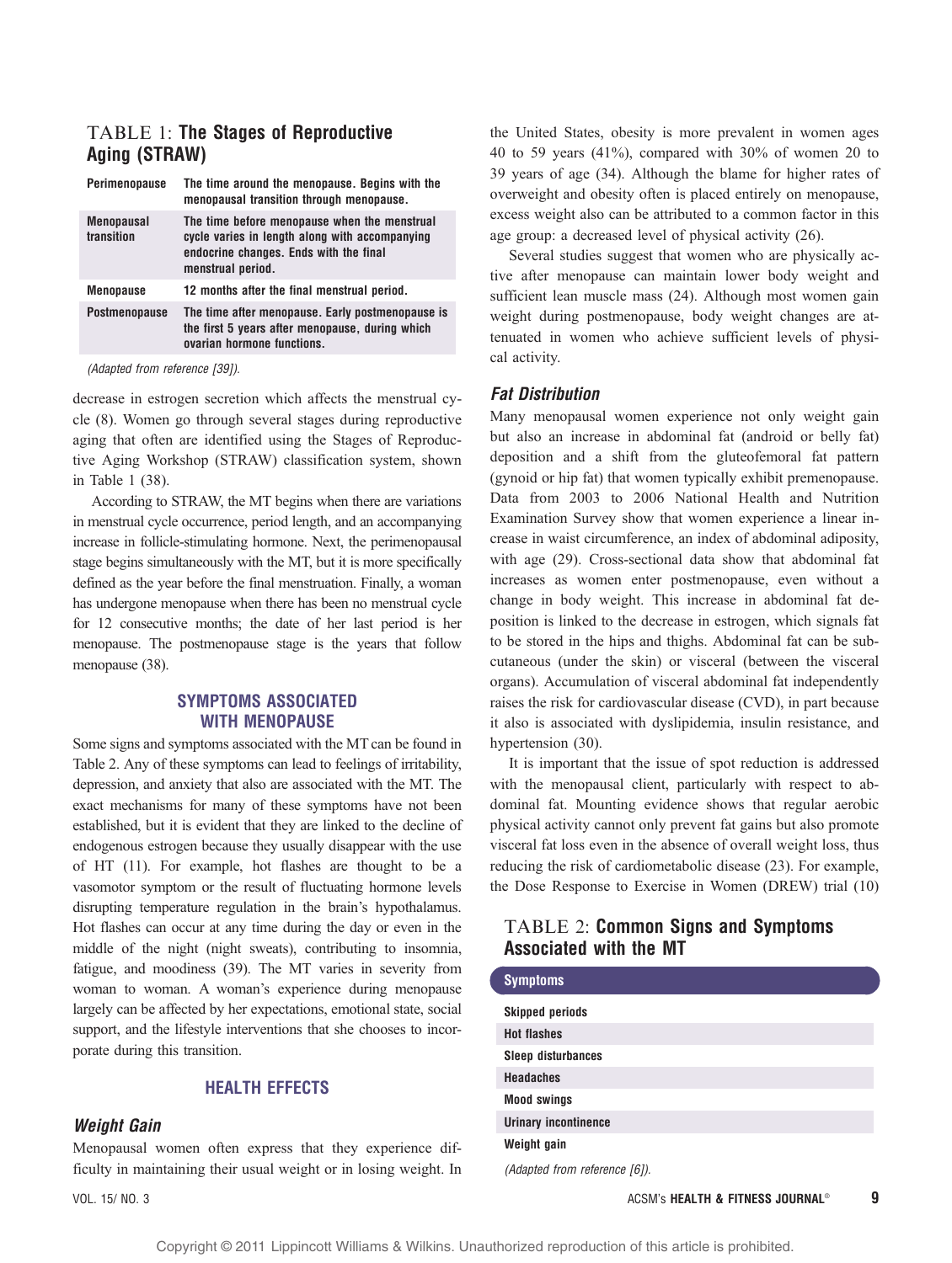TABLE 1: **The Stages of Reproductive Aging (STRAW)**

| | |
|---|---|
| Perimenopause | The time around the menopause. Begins with the menopausal transition through menopause. |
| Menopausal transition | The time before menopause when the menstrual cycle varies in length along with accompanying endocrine changes. Ends with the final menstrual period. |
| Menopause | 12 months after the final menstrual period. |
| Postmenopause | The time after menopause. Early postmenopause is the first 5 years after menopause, during which ovarian hormone functions. |

*(Adapted from reference [39]).*

decrease in estrogen secretion which affects the menstrual cycle (8). Women go through several stages during reproductive aging that often are identified using the Stages of Reproductive Aging Workshop (STRAW) classification system, shown in Table 1 (38).

According to STRAW, the MT begins when there are variations in menstrual cycle occurrence, period length, and an accompanying increase in follicle-stimulating hormone. Next, the perimenopausal stage begins simultaneously with the MT, but it is more specifically defined as the year before the final menstruation. Finally, a woman has undergone menopause when there has been no menstrual cycle for 12 consecutive months; the date of her last period is her menopause. The postmenopause stage is the years that follow menopause (38).

## SYMPTOMS ASSOCIATED WITH MENOPAUSE

Some signs and symptoms associated with the MT can be found in Table 2. Any of these symptoms can lead to feelings of irritability, depression, and anxiety that also are associated with the MT. The exact mechanisms for many of these symptoms have not been established, but it is evident that they are linked to the decline of endogenous estrogen because they usually disappear with the use of HT (11). For example, hot flashes are thought to be a vasomotor symptom or the result of fluctuating hormone levels disrupting temperature regulation in the brain's hypothalamus. Hot flashes can occur at any time during the day or even in the middle of the night (night sweats), contributing to insomnia, fatigue, and moodiness (39). The MT varies in severity from woman to woman. A woman's experience during menopause largely can be affected by her expectations, emotional state, social support, and the lifestyle interventions that she chooses to incorporate during this transition.

## HEALTH EFFECTS

### *Weight Gain*

Menopausal women often express that they experience difficulty in maintaining their usual weight or in losing weight. In the United States, obesity is more prevalent in women ages 40 to 59 years (41%), compared with 30% of women 20 to 39 years of age (34). Although the blame for higher rates of overweight and obesity often is placed entirely on menopause, excess weight also can be attributed to a common factor in this age group: a decreased level of physical activity (26).

Several studies suggest that women who are physically active after menopause can maintain lower body weight and sufficient lean muscle mass (24). Although most women gain weight during postmenopause, body weight changes are attenuated in women who achieve sufficient levels of physical activity.

### *Fat Distribution*

Many menopausal women experience not only weight gain but also an increase in abdominal fat (android or belly fat) deposition and a shift from the gluteofemoral fat pattern (gynoid or hip fat) that women typically exhibit premenopause. Data from 2003 to 2006 National Health and Nutrition Examination Survey show that women experience a linear increase in waist circumference, an index of abdominal adiposity, with age (29). Cross-sectional data show that abdominal fat increases as women enter postmenopause, even without a change in body weight. This increase in abdominal fat deposition is linked to the decrease in estrogen, which signals fat to be stored in the hips and thighs. Abdominal fat can be subcutaneous (under the skin) or visceral (between the visceral organs). Accumulation of visceral abdominal fat independently raises the risk for cardiovascular disease (CVD), in part because it also is associated with dyslipidemia, insulin resistance, and hypertension (30).

It is important that the issue of spot reduction is addressed with the menopausal client, particularly with respect to abdominal fat. Mounting evidence shows that regular aerobic physical activity cannot only prevent fat gains but also promote visceral fat loss even in the absence of overall weight loss, thus reducing the risk of cardiometabolic disease (23). For example, the Dose Response to Exercise in Women (DREW) trial (10)

TABLE 2: **Common Signs and Symptoms Associated with the MT**

| Symptoms |
|---|
| Skipped periods |
| Hot flashes |
| Sleep disturbances |
| Headaches |
| Mood swings |
| Urinary incontinence |
| Weight gain |

*(Adapted from reference [6]).*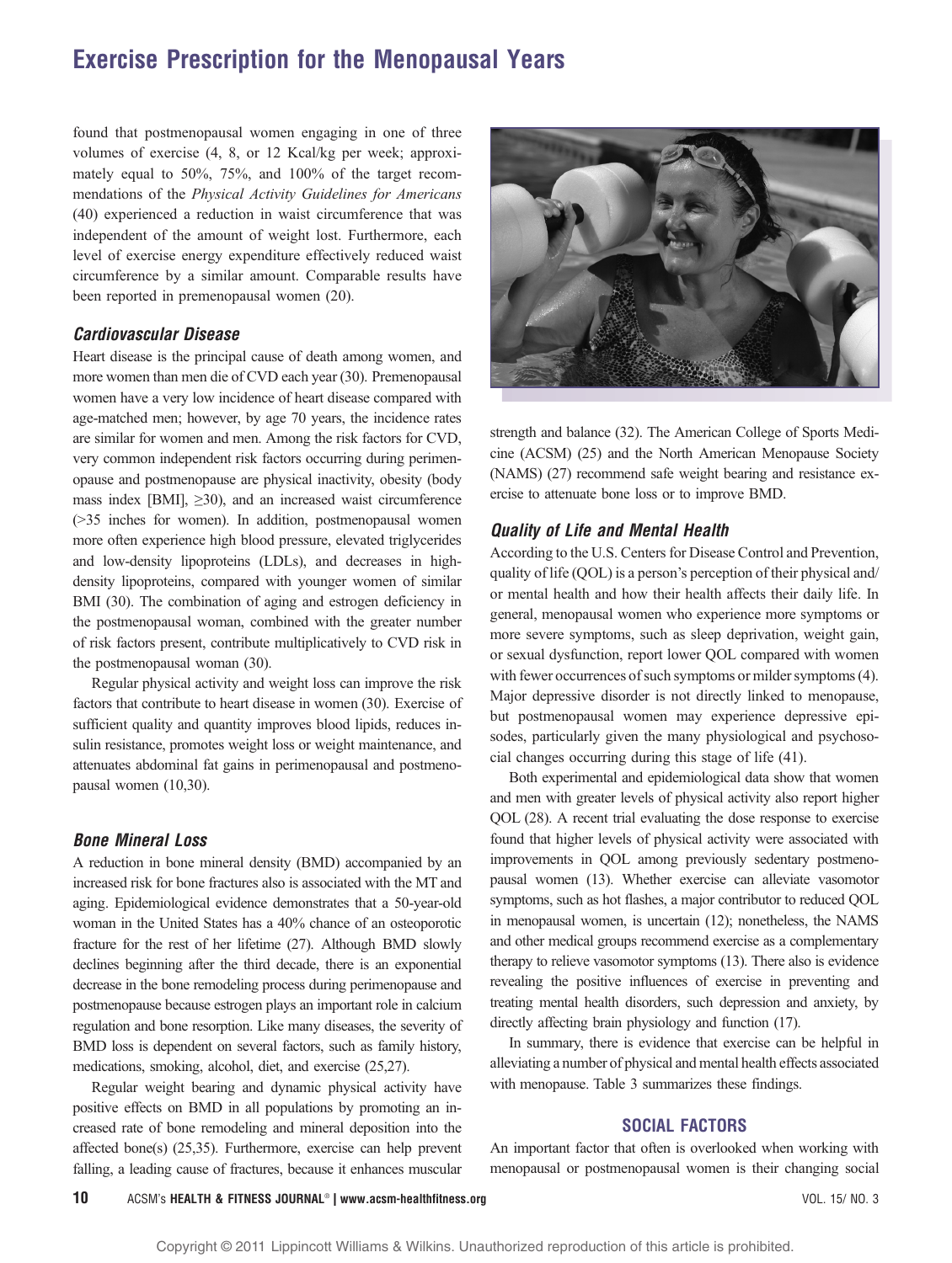found that postmenopausal women engaging in one of three volumes of exercise (4, 8, or 12 Kcal/kg per week; approximately equal to 50%, 75%, and 100% of the target recommendations of the *Physical Activity Guidelines for Americans* (40) experienced a reduction in waist circumference that was independent of the amount of weight lost. Furthermore, each level of exercise energy expenditure effectively reduced waist circumference by a similar amount. Comparable results have been reported in premenopausal women (20).

### *Cardiovascular Disease*

Heart disease is the principal cause of death among women, and more women than men die of CVD each year (30). Premenopausal women have a very low incidence of heart disease compared with age-matched men; however, by age 70 years, the incidence rates are similar for women and men. Among the risk factors for CVD, very common independent risk factors occurring during perimenopause and postmenopause are physical inactivity, obesity (body mass index [BMI], ≥30), and an increased waist circumference (>35 inches for women). In addition, postmenopausal women more often experience high blood pressure, elevated triglycerides and low-density lipoproteins (LDLs), and decreases in high-density lipoproteins, compared with younger women of similar BMI (30). The combination of aging and estrogen deficiency in the postmenopausal woman, combined with the greater number of risk factors present, contribute multiplicatively to CVD risk in the postmenopausal woman (30).

Regular physical activity and weight loss can improve the risk factors that contribute to heart disease in women (30). Exercise of sufficient quality and quantity improves blood lipids, reduces insulin resistance, promotes weight loss or weight maintenance, and attenuates abdominal fat gains in perimenopausal and postmenopausal women (10,30).

### *Bone Mineral Loss*

A reduction in bone mineral density (BMD) accompanied by an increased risk for bone fractures also is associated with the MT and aging. Epidemiological evidence demonstrates that a 50-year-old woman in the United States has a 40% chance of an osteoporotic fracture for the rest of her lifetime (27). Although BMD slowly declines beginning after the third decade, there is an exponential decrease in the bone remodeling process during perimenopause and postmenopause because estrogen plays an important role in calcium regulation and bone resorption. Like many diseases, the severity of BMD loss is dependent on several factors, such as family history, medications, smoking, alcohol, diet, and exercise (25,27).

Regular weight bearing and dynamic physical activity have positive effects on BMD in all populations by promoting an increased rate of bone remodeling and mineral deposition into the affected bone(s) (25,35). Furthermore, exercise can help prevent falling, a leading cause of fractures, because it enhances muscular strength and balance (32). The American College of Sports Medicine (ACSM) (25) and the North American Menopause Society (NAMS) (27) recommend safe weight bearing and resistance exercise to attenuate bone loss or to improve BMD.

### *Quality of Life and Mental Health*

According to the U.S. Centers for Disease Control and Prevention, quality of life (QOL) is a person's perception of their physical and/or mental health and how their health affects their daily life. In general, menopausal women who experience more symptoms or more severe symptoms, such as sleep deprivation, weight gain, or sexual dysfunction, report lower QOL compared with women with fewer occurrences of such symptoms or milder symptoms (4). Major depressive disorder is not directly linked to menopause, but postmenopausal women may experience depressive episodes, particularly given the many physiological and psychosocial changes occurring during this stage of life (41).

Both experimental and epidemiological data show that women and men with greater levels of physical activity also report higher QOL (28). A recent trial evaluating the dose response to exercise found that higher levels of physical activity were associated with improvements in QOL among previously sedentary postmenopausal women (13). Whether exercise can alleviate vasomotor symptoms, such as hot flashes, a major contributor to reduced QOL in menopausal women, is uncertain (12); nonetheless, the NAMS and other medical groups recommend exercise as a complementary therapy to relieve vasomotor symptoms (13). There also is evidence revealing the positive influences of exercise in preventing and treating mental health disorders, such depression and anxiety, by directly affecting brain physiology and function (17).

In summary, there is evidence that exercise can be helpful in alleviating a number of physical and mental health effects associated with menopause. Table 3 summarizes these findings.

## SOCIAL FACTORS

An important factor that often is overlooked when working with menopausal or postmenopausal women is their changing social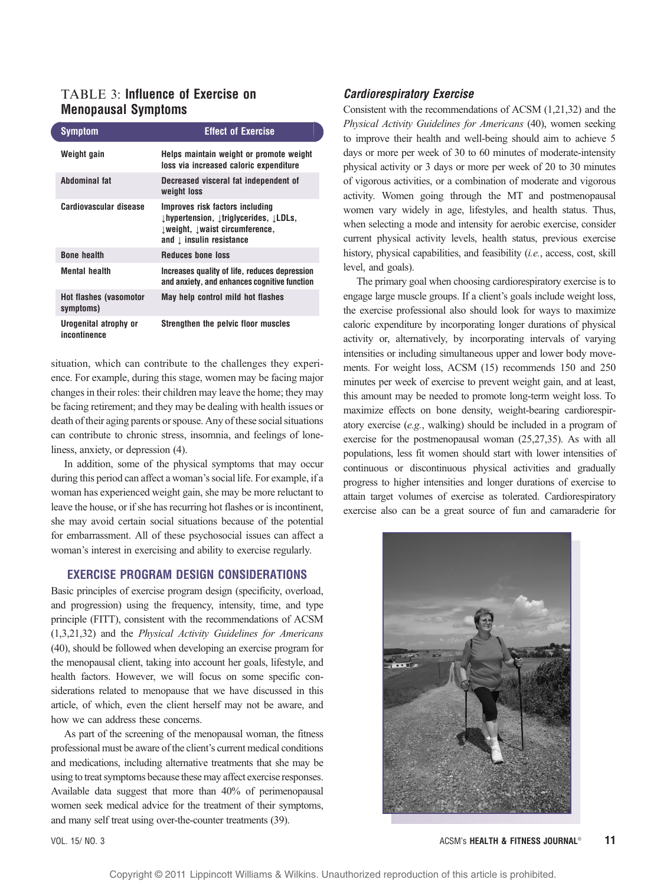## TABLE 3: Influence of Exercise on Menopausal Symptoms

| Symptom | Effect of Exercise |
|---|---|
| Weight gain | Helps maintain weight or promote weight loss via increased caloric expenditure |
| Abdominal fat | Decreased visceral fat independent of weight loss |
| Cardiovascular disease | Improves risk factors including ↓hypertension, ↓triglycerides, ↓LDLs, ↓weight, ↓waist circumference, and ↓ insulin resistance |
| Bone health | Reduces bone loss |
| Mental health | Increases quality of life, reduces depression and anxiety, and enhances cognitive function |
| Hot flashes (vasomotor symptoms) | May help control mild hot flashes |
| Urogenital atrophy or incontinence | Strengthen the pelvic floor muscles |

situation, which can contribute to the challenges they experience. For example, during this stage, women may be facing major changes in their roles: their children may leave the home; they may be facing retirement; and they may be dealing with health issues or death of their aging parents or spouse. Any of these social situations can contribute to chronic stress, insomnia, and feelings of loneliness, anxiety, or depression (4).

In addition, some of the physical symptoms that may occur during this period can affect a woman's social life. For example, if a woman has experienced weight gain, she may be more reluctant to leave the house, or if she has recurring hot flashes or is incontinent, she may avoid certain social situations because of the potential for embarrassment. All of these psychosocial issues can affect a woman's interest in exercising and ability to exercise regularly.

## EXERCISE PROGRAM DESIGN CONSIDERATIONS

Basic principles of exercise program design (specificity, overload, and progression) using the frequency, intensity, time, and type principle (FITT), consistent with the recommendations of ACSM (1,3,21,32) and the *Physical Activity Guidelines for Americans* (40), should be followed when developing an exercise program for the menopausal client, taking into account her goals, lifestyle, and health factors. However, we will focus on some specific considerations related to menopause that we have discussed in this article, of which, even the client herself may not be aware, and how we can address these concerns.

As part of the screening of the menopausal woman, the fitness professional must be aware of the client's current medical conditions and medications, including alternative treatments that she may be using to treat symptoms because these may affect exercise responses. Available data suggest that more than 40% of perimenopausal women seek medical advice for the treatment of their symptoms, and many self treat using over-the-counter treatments (39).

### *Cardiorespiratory Exercise*

Consistent with the recommendations of ACSM (1,21,32) and the *Physical Activity Guidelines for Americans* (40), women seeking to improve their health and well-being should aim to achieve 5 days or more per week of 30 to 60 minutes of moderate-intensity physical activity or 3 days or more per week of 20 to 30 minutes of vigorous activities, or a combination of moderate and vigorous activity. Women going through the MT and postmenopausal women vary widely in age, lifestyles, and health status. Thus, when selecting a mode and intensity for aerobic exercise, consider current physical activity levels, health status, previous exercise history, physical capabilities, and feasibility (*i.e.*, access, cost, skill level, and goals).

The primary goal when choosing cardiorespiratory exercise is to engage large muscle groups. If a client's goals include weight loss, the exercise professional also should look for ways to maximize caloric expenditure by incorporating longer durations of physical activity or, alternatively, by incorporating intervals of varying intensities or including simultaneous upper and lower body movements. For weight loss, ACSM (15) recommends 150 and 250 minutes per week of exercise to prevent weight gain, and at least, this amount may be needed to promote long-term weight loss. To maximize effects on bone density, weight-bearing cardiorespiratory exercise (*e.g.*, walking) should be included in a program of exercise for the postmenopausal woman (25,27,35). As with all populations, less fit women should start with lower intensities of continuous or discontinuous physical activities and gradually progress to higher intensities and longer durations of exercise to attain target volumes of exercise as tolerated. Cardiorespiratory exercise also can be a great source of fun and camaraderie for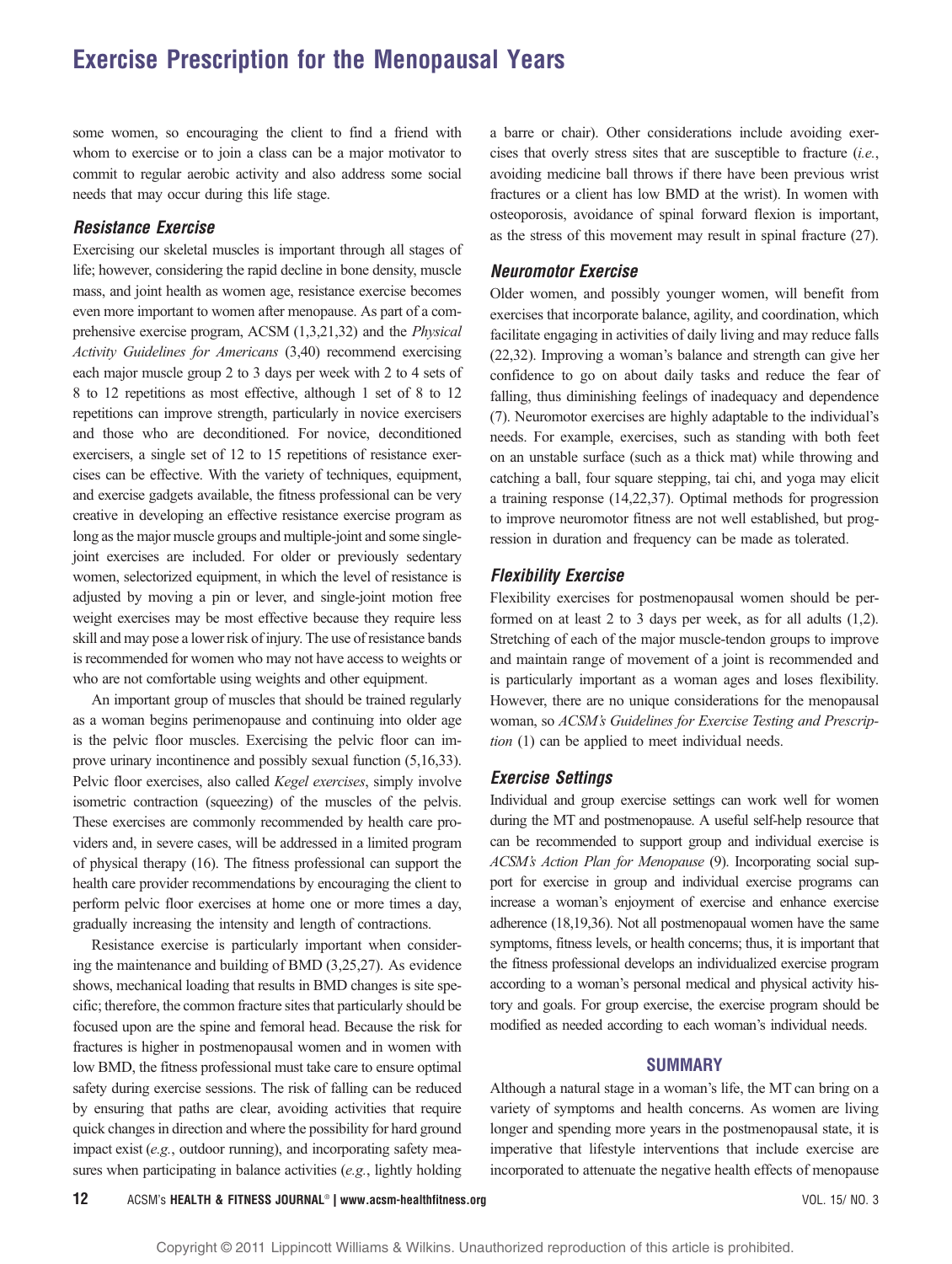some women, so encouraging the client to find a friend with whom to exercise or to join a class can be a major motivator to commit to regular aerobic activity and also address some social needs that may occur during this life stage.

### Resistance Exercise

Exercising our skeletal muscles is important through all stages of life; however, considering the rapid decline in bone density, muscle mass, and joint health as women age, resistance exercise becomes even more important to women after menopause. As part of a comprehensive exercise program, ACSM (1,3,21,32) and the *Physical Activity Guidelines for Americans* (3,40) recommend exercising each major muscle group 2 to 3 days per week with 2 to 4 sets of 8 to 12 repetitions as most effective, although 1 set of 8 to 12 repetitions can improve strength, particularly in novice exercisers and those who are deconditioned. For novice, deconditioned exercisers, a single set of 12 to 15 repetitions of resistance exercises can be effective. With the variety of techniques, equipment, and exercise gadgets available, the fitness professional can be very creative in developing an effective resistance exercise program as long as the major muscle groups and multiple-joint and some single-joint exercises are included. For older or previously sedentary women, selectorized equipment, in which the level of resistance is adjusted by moving a pin or lever, and single-joint motion free weight exercises may be most effective because they require less skill and may pose a lower risk of injury. The use of resistance bands is recommended for women who may not have access to weights or who are not comfortable using weights and other equipment.

An important group of muscles that should be trained regularly as a woman begins perimenopause and continuing into older age is the pelvic floor muscles. Exercising the pelvic floor can improve urinary incontinence and possibly sexual function (5,16,33). Pelvic floor exercises, also called *Kegel exercises*, simply involve isometric contraction (squeezing) of the muscles of the pelvis. These exercises are commonly recommended by health care providers and, in severe cases, will be addressed in a limited program of physical therapy (16). The fitness professional can support the health care provider recommendations by encouraging the client to perform pelvic floor exercises at home one or more times a day, gradually increasing the intensity and length of contractions.

Resistance exercise is particularly important when considering the maintenance and building of BMD (3,25,27). As evidence shows, mechanical loading that results in BMD changes is site specific; therefore, the common fracture sites that particularly should be focused upon are the spine and femoral head. Because the risk for fractures is higher in postmenopausal women and in women with low BMD, the fitness professional must take care to ensure optimal safety during exercise sessions. The risk of falling can be reduced by ensuring that paths are clear, avoiding activities that require quick changes in direction and where the possibility for hard ground impact exist (*e.g.*, outdoor running), and incorporating safety measures when participating in balance activities (*e.g.*, lightly holding a barre or chair). Other considerations include avoiding exercises that overly stress sites that are susceptible to fracture (*i.e.*, avoiding medicine ball throws if there have been previous wrist fractures or a client has low BMD at the wrist). In women with osteoporosis, avoidance of spinal forward flexion is important, as the stress of this movement may result in spinal fracture (27).

### Neuromotor Exercise

Older women, and possibly younger women, will benefit from exercises that incorporate balance, agility, and coordination, which facilitate engaging in activities of daily living and may reduce falls (22,32). Improving a woman's balance and strength can give her confidence to go on about daily tasks and reduce the fear of falling, thus diminishing feelings of inadequacy and dependence (7). Neuromotor exercises are highly adaptable to the individual's needs. For example, exercises, such as standing with both feet on an unstable surface (such as a thick mat) while throwing and catching a ball, four square stepping, tai chi, and yoga may elicit a training response (14,22,37). Optimal methods for progression to improve neuromotor fitness are not well established, but progression in duration and frequency can be made as tolerated.

### Flexibility Exercise

Flexibility exercises for postmenopausal women should be performed on at least 2 to 3 days per week, as for all adults (1,2). Stretching of each of the major muscle-tendon groups to improve and maintain range of movement of a joint is recommended and is particularly important as a woman ages and loses flexibility. However, there are no unique considerations for the menopausal woman, so *ACSM's Guidelines for Exercise Testing and Prescription* (1) can be applied to meet individual needs.

### Exercise Settings

Individual and group exercise settings can work well for women during the MT and postmenopause. A useful self-help resource that can be recommended to support group and individual exercise is *ACSM's Action Plan for Menopause* (9). Incorporating social support for exercise in group and individual exercise programs can increase a woman's enjoyment of exercise and enhance exercise adherence (18,19,36). Not all postmenopaual women have the same symptoms, fitness levels, or health concerns; thus, it is important that the fitness professional develops an individualized exercise program according to a woman's personal medical and physical activity history and goals. For group exercise, the exercise program should be modified as needed according to each woman's individual needs.

## SUMMARY

Although a natural stage in a woman's life, the MT can bring on a variety of symptoms and health concerns. As women are living longer and spending more years in the postmenopausal state, it is imperative that lifestyle interventions that include exercise are incorporated to attenuate the negative health effects of menopause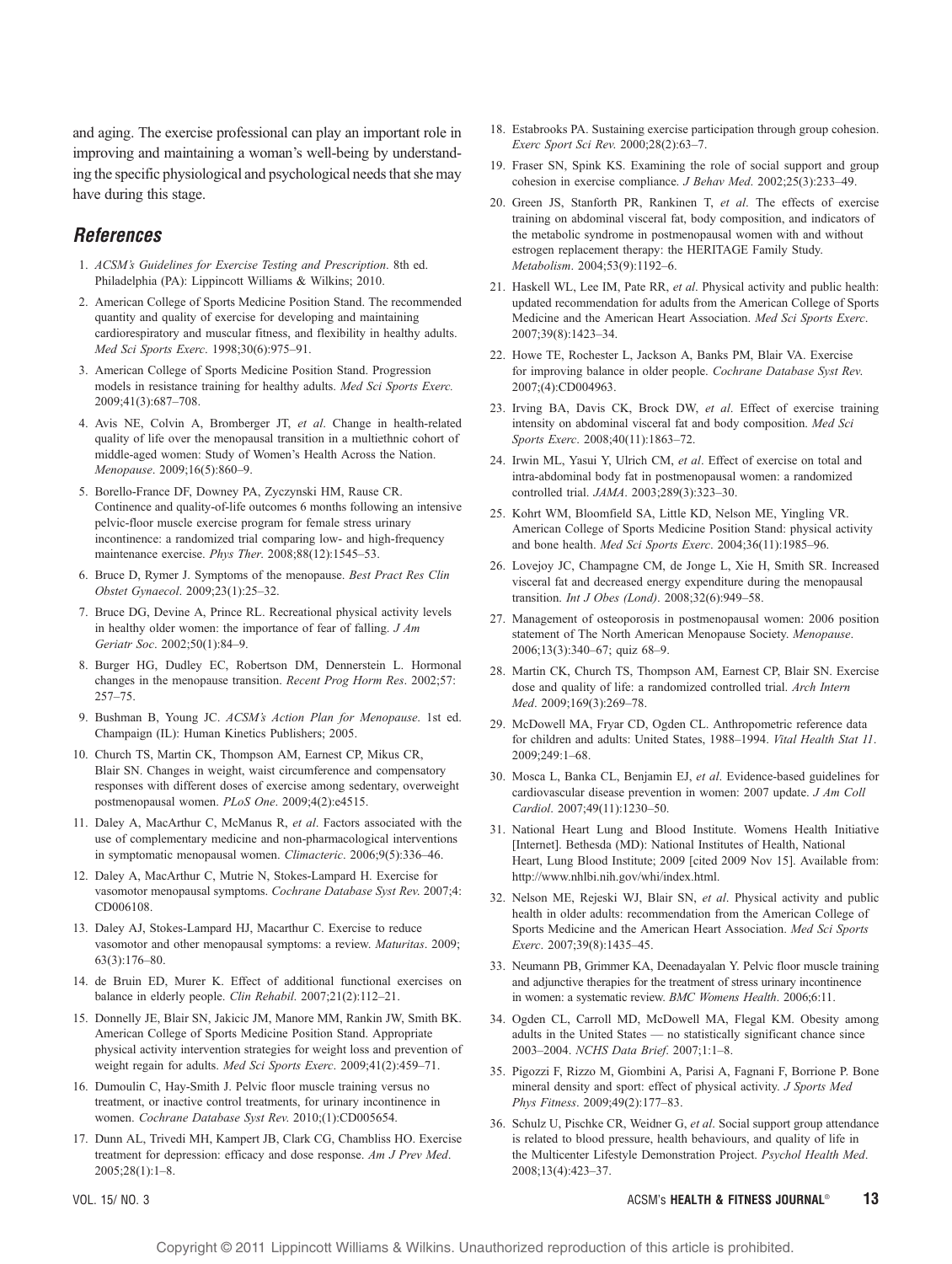and aging. The exercise professional can play an important role in improving and maintaining a woman's well-being by understanding the specific physiological and psychological needs that she may have during this stage.

## References

1. *ACSM's Guidelines for Exercise Testing and Prescription*. 8th ed. Philadelphia (PA): Lippincott Williams & Wilkins; 2010.
2. American College of Sports Medicine Position Stand. The recommended quantity and quality of exercise for developing and maintaining cardiorespiratory and muscular fitness, and flexibility in healthy adults. *Med Sci Sports Exerc*. 1998;30(6):975–91.
3. American College of Sports Medicine Position Stand. Progression models in resistance training for healthy adults. *Med Sci Sports Exerc.* 2009;41(3):687–708.
4. Avis NE, Colvin A, Bromberger JT, *et al*. Change in health-related quality of life over the menopausal transition in a multiethnic cohort of middle-aged women: Study of Women's Health Across the Nation. *Menopause*. 2009;16(5):860–9.
5. Borello-France DF, Downey PA, Zyczynski HM, Rause CR. Continence and quality-of-life outcomes 6 months following an intensive pelvic-floor muscle exercise program for female stress urinary incontinence: a randomized trial comparing low- and high-frequency maintenance exercise. *Phys Ther*. 2008;88(12):1545–53.
6. Bruce D, Rymer J. Symptoms of the menopause. *Best Pract Res Clin Obstet Gynaecol*. 2009;23(1):25–32.
7. Bruce DG, Devine A, Prince RL. Recreational physical activity levels in healthy older women: the importance of fear of falling. *J Am Geriatr Soc*. 2002;50(1):84–9.
8. Burger HG, Dudley EC, Robertson DM, Dennerstein L. Hormonal changes in the menopause transition. *Recent Prog Horm Res*. 2002;57: 257–75.
9. Bushman B, Young JC. *ACSM's Action Plan for Menopause*. 1st ed. Champaign (IL): Human Kinetics Publishers; 2005.
10. Church TS, Martin CK, Thompson AM, Earnest CP, Mikus CR, Blair SN. Changes in weight, waist circumference and compensatory responses with different doses of exercise among sedentary, overweight postmenopausal women. *PLoS One*. 2009;4(2):e4515.
11. Daley A, MacArthur C, McManus R, *et al*. Factors associated with the use of complementary medicine and non-pharmacological interventions in symptomatic menopausal women. *Climacteric*. 2006;9(5):336–46.
12. Daley A, MacArthur C, Mutrie N, Stokes-Lampard H. Exercise for vasomotor menopausal symptoms. *Cochrane Database Syst Rev.* 2007;4: CD006108.
13. Daley AJ, Stokes-Lampard HJ, Macarthur C. Exercise to reduce vasomotor and other menopausal symptoms: a review. *Maturitas*. 2009; 63(3):176–80.
14. de Bruin ED, Murer K. Effect of additional functional exercises on balance in elderly people. *Clin Rehabil*. 2007;21(2):112–21.
15. Donnelly JE, Blair SN, Jakicic JM, Manore MM, Rankin JW, Smith BK. American College of Sports Medicine Position Stand. Appropriate physical activity intervention strategies for weight loss and prevention of weight regain for adults. *Med Sci Sports Exerc*. 2009;41(2):459–71.
16. Dumoulin C, Hay-Smith J. Pelvic floor muscle training versus no treatment, or inactive control treatments, for urinary incontinence in women. *Cochrane Database Syst Rev.* 2010;(1):CD005654.
17. Dunn AL, Trivedi MH, Kampert JB, Clark CG, Chambliss HO. Exercise treatment for depression: efficacy and dose response. *Am J Prev Med*. 2005;28(1):1–8.
18. Estabrooks PA. Sustaining exercise participation through group cohesion. *Exerc Sport Sci Rev.* 2000;28(2):63–7.
19. Fraser SN, Spink KS. Examining the role of social support and group cohesion in exercise compliance. *J Behav Med*. 2002;25(3):233–49.
20. Green JS, Stanforth PR, Rankinen T, *et al*. The effects of exercise training on abdominal visceral fat, body composition, and indicators of the metabolic syndrome in postmenopausal women with and without estrogen replacement therapy: the HERITAGE Family Study. *Metabolism*. 2004;53(9):1192–6.
21. Haskell WL, Lee IM, Pate RR, *et al*. Physical activity and public health: updated recommendation for adults from the American College of Sports Medicine and the American Heart Association. *Med Sci Sports Exerc*. 2007;39(8):1423–34.
22. Howe TE, Rochester L, Jackson A, Banks PM, Blair VA. Exercise for improving balance in older people. *Cochrane Database Syst Rev.* 2007;(4):CD004963.
23. Irving BA, Davis CK, Brock DW, *et al*. Effect of exercise training intensity on abdominal visceral fat and body composition. *Med Sci Sports Exerc*. 2008;40(11):1863–72.
24. Irwin ML, Yasui Y, Ulrich CM, *et al*. Effect of exercise on total and intra-abdominal body fat in postmenopausal women: a randomized controlled trial. *JAMA*. 2003;289(3):323–30.
25. Kohrt WM, Bloomfield SA, Little KD, Nelson ME, Yingling VR. American College of Sports Medicine Position Stand: physical activity and bone health. *Med Sci Sports Exerc*. 2004;36(11):1985–96.
26. Lovejoy JC, Champagne CM, de Jonge L, Xie H, Smith SR. Increased visceral fat and decreased energy expenditure during the menopausal transition. *Int J Obes (Lond)*. 2008;32(6):949–58.
27. Management of osteoporosis in postmenopausal women: 2006 position statement of The North American Menopause Society. *Menopause*. 2006;13(3):340–67; quiz 68–9.
28. Martin CK, Church TS, Thompson AM, Earnest CP, Blair SN. Exercise dose and quality of life: a randomized controlled trial. *Arch Intern Med*. 2009;169(3):269–78.
29. McDowell MA, Fryar CD, Ogden CL. Anthropometric reference data for children and adults: United States, 1988–1994. *Vital Health Stat 11*. 2009;249:1–68.
30. Mosca L, Banka CL, Benjamin EJ, *et al*. Evidence-based guidelines for cardiovascular disease prevention in women: 2007 update. *J Am Coll Cardiol*. 2007;49(11):1230–50.
31. National Heart Lung and Blood Institute. Womens Health Initiative [Internet]. Bethesda (MD): National Institutes of Health, National Heart, Lung Blood Institute; 2009 [cited 2009 Nov 15]. Available from: http://www.nhlbi.nih.gov/whi/index.html.
32. Nelson ME, Rejeski WJ, Blair SN, *et al*. Physical activity and public health in older adults: recommendation from the American College of Sports Medicine and the American Heart Association. *Med Sci Sports Exerc*. 2007;39(8):1435–45.
33. Neumann PB, Grimmer KA, Deenadayalan Y. Pelvic floor muscle training and adjunctive therapies for the treatment of stress urinary incontinence in women: a systematic review. *BMC Womens Health*. 2006;6:11.
34. Ogden CL, Carroll MD, McDowell MA, Flegal KM. Obesity among adults in the United States — no statistically significant chance since 2003–2004. *NCHS Data Brief*. 2007;1:1–8.
35. Pigozzi F, Rizzo M, Giombini A, Parisi A, Fagnani F, Borrione P. Bone mineral density and sport: effect of physical activity. *J Sports Med Phys Fitness*. 2009;49(2):177–83.
36. Schulz U, Pischke CR, Weidner G, *et al*. Social support group attendance is related to blood pressure, health behaviours, and quality of life in the Multicenter Lifestyle Demonstration Project. *Psychol Health Med*. 2008;13(4):423–37.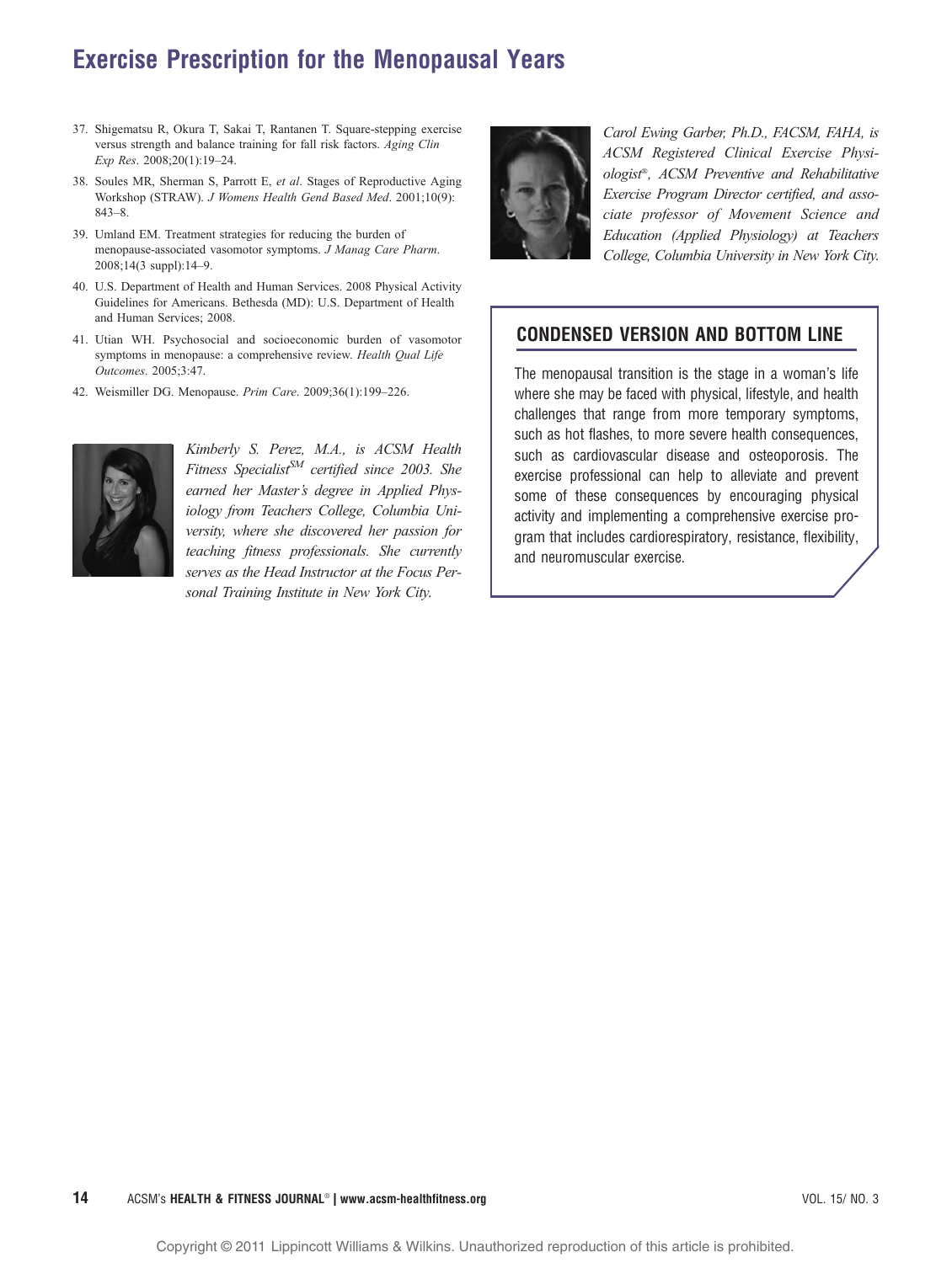37. Shigematsu R, Okura T, Sakai T, Rantanen T. Square-stepping exercise versus strength and balance training for fall risk factors. *Aging Clin Exp Res*. 2008;20(1):19–24.
38. Soules MR, Sherman S, Parrott E, *et al*. Stages of Reproductive Aging Workshop (STRAW). *J Womens Health Gend Based Med*. 2001;10(9): 843–8.
39. Umland EM. Treatment strategies for reducing the burden of menopause-associated vasomotor symptoms. *J Manag Care Pharm*. 2008;14(3 suppl):14–9.
40. U.S. Department of Health and Human Services. 2008 Physical Activity Guidelines for Americans. Bethesda (MD): U.S. Department of Health and Human Services; 2008.
41. Utian WH. Psychosocial and socioeconomic burden of vasomotor symptoms in menopause: a comprehensive review. *Health Qual Life Outcomes*. 2005;3:47.
42. Weismiller DG. Menopause. *Prim Care*. 2009;36(1):199–226.

*Kimberly S. Perez, M.A., is ACSM Health Fitness Specialist℠ certified since 2003. She earned her Master's degree in Applied Physiology from Teachers College, Columbia University, where she discovered her passion for teaching fitness professionals. She currently serves as the Head Instructor at the Focus Personal Training Institute in New York City.*

*Carol Ewing Garber, Ph.D., FACSM, FAHA, is ACSM Registered Clinical Exercise Physiologist®, ACSM Preventive and Rehabilitative Exercise Program Director certified, and associate professor of Movement Science and Education (Applied Physiology) at Teachers College, Columbia University in New York City.*

## CONDENSED VERSION AND BOTTOM LINE

The menopausal transition is the stage in a woman's life where she may be faced with physical, lifestyle, and health challenges that range from more temporary symptoms, such as hot flashes, to more severe health consequences, such as cardiovascular disease and osteoporosis. The exercise professional can help to alleviate and prevent some of these consequences by encouraging physical activity and implementing a comprehensive exercise program that includes cardiorespiratory, resistance, flexibility, and neuromuscular exercise.